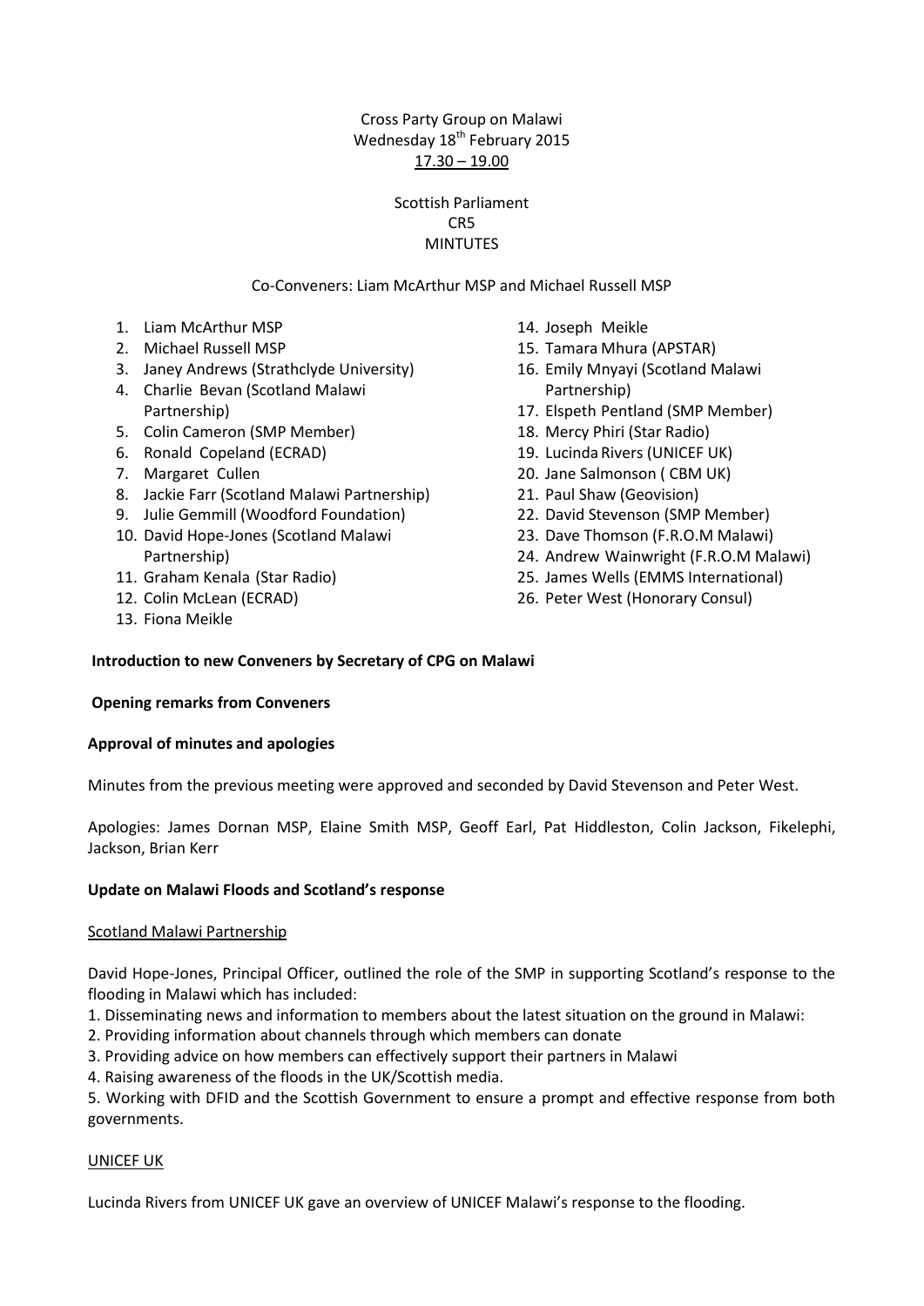Cross Party Group on Malawi
Wednesday 18th February 2015
17.30 – 19.00

Scottish Parliament
CR5
MINTUTES

Co-Conveners: Liam McArthur MSP and Michael Russell MSP

1. Liam McArthur MSP
2. Michael Russell MSP
3. Janey Andrews (Strathclyde University)
4. Charlie Bevan (Scotland Malawi Partnership)
5. Colin Cameron (SMP Member)
6. Ronald Copeland (ECRAD)
7. Margaret Cullen
8. Jackie Farr (Scotland Malawi Partnership)
9. Julie Gemmill (Woodford Foundation)
10. David Hope-Jones (Scotland Malawi Partnership)
11. Graham Kenala (Star Radio)
12. Colin McLean (ECRAD)
13. Fiona Meikle
14. Joseph Meikle
15. Tamara Mhura (APSTAR)
16. Emily Mnyayi (Scotland Malawi Partnership)
17. Elspeth Pentland (SMP Member)
18. Mercy Phiri (Star Radio)
19. Lucinda Rivers (UNICEF UK)
20. Jane Salmonson ( CBM UK)
21. Paul Shaw (Geovision)
22. David Stevenson (SMP Member)
23. Dave Thomson (F.R.O.M Malawi)
24. Andrew Wainwright (F.R.O.M Malawi)
25. James Wells (EMMS International)
26. Peter West (Honorary Consul)

**Introduction to new Conveners by Secretary of CPG on Malawi**

**Opening remarks from Conveners**

**Approval of minutes and apologies**

Minutes from the previous meeting were approved and seconded by David Stevenson and Peter West.

Apologies: James Dornan MSP, Elaine Smith MSP, Geoff Earl, Pat Hiddleston, Colin Jackson, Fikelephi, Jackson, Brian Kerr

**Update on Malawi Floods and Scotland's response**

Scotland Malawi Partnership

David Hope-Jones, Principal Officer, outlined the role of the SMP in supporting Scotland's response to the flooding in Malawi which has included:

1. Disseminating news and information to members about the latest situation on the ground in Malawi:
2. Providing information about channels through which members can donate
3. Providing advice on how members can effectively support their partners in Malawi
4. Raising awareness of the floods in the UK/Scottish media.
5. Working with DFID and the Scottish Government to ensure a prompt and effective response from both governments.

UNICEF UK

Lucinda Rivers from UNICEF UK gave an overview of UNICEF Malawi's response to the flooding.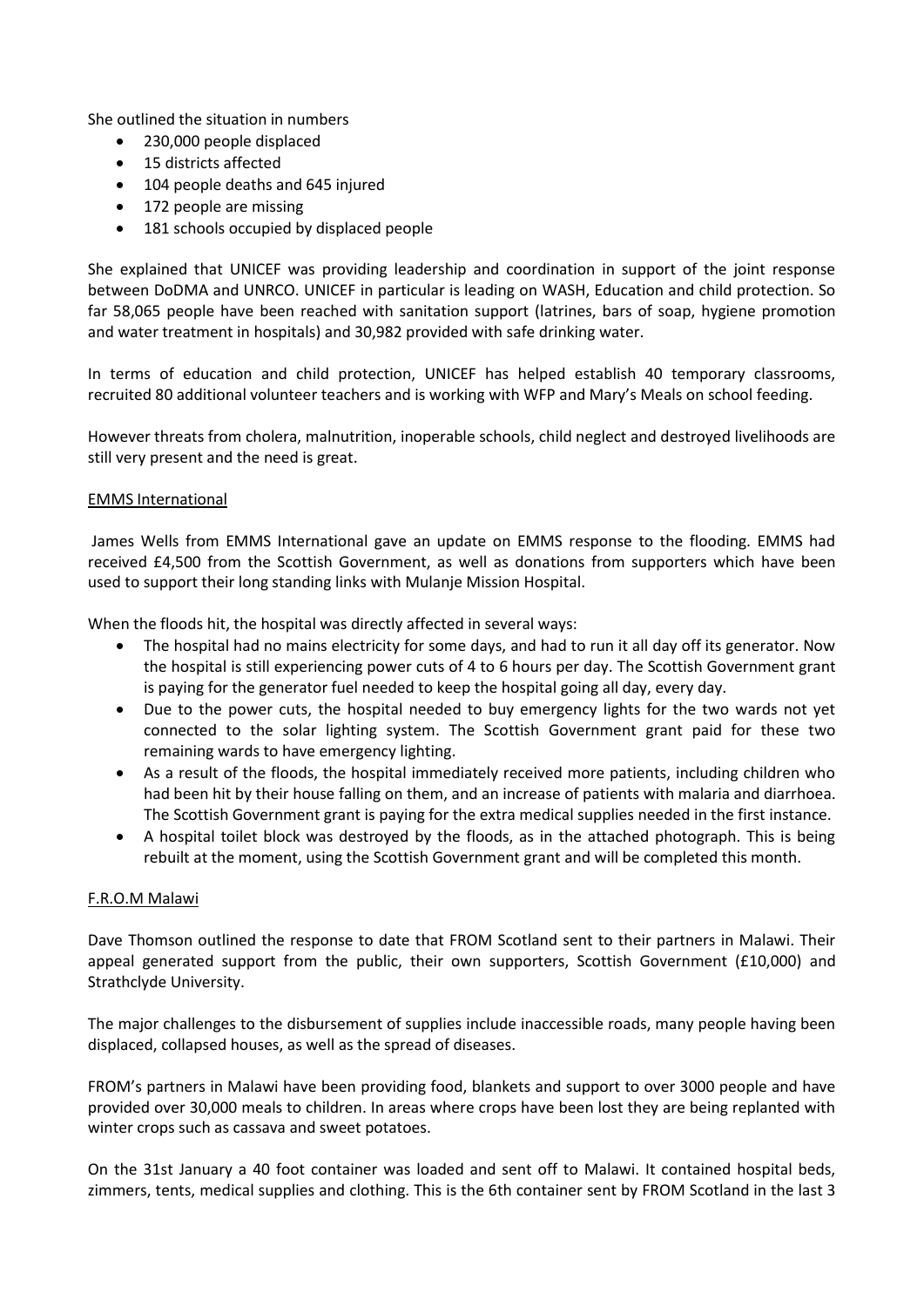She outlined the situation in numbers

- 230,000 people displaced
- 15 districts affected
- 104 people deaths and 645 injured
- 172 people are missing
- 181 schools occupied by displaced people

She explained that UNICEF was providing leadership and coordination in support of the joint response between DoDMA and UNRCO. UNICEF in particular is leading on WASH, Education and child protection. So far 58,065 people have been reached with sanitation support (latrines, bars of soap, hygiene promotion and water treatment in hospitals) and 30,982 provided with safe drinking water.

In terms of education and child protection, UNICEF has helped establish 40 temporary classrooms, recruited 80 additional volunteer teachers and is working with WFP and Mary's Meals on school feeding.

However threats from cholera, malnutrition, inoperable schools, child neglect and destroyed livelihoods are still very present and the need is great.

EMMS International

James Wells from EMMS International gave an update on EMMS response to the flooding. EMMS had received £4,500 from the Scottish Government, as well as donations from supporters which have been used to support their long standing links with Mulanje Mission Hospital.

When the floods hit, the hospital was directly affected in several ways:

- The hospital had no mains electricity for some days, and had to run it all day off its generator. Now the hospital is still experiencing power cuts of 4 to 6 hours per day. The Scottish Government grant is paying for the generator fuel needed to keep the hospital going all day, every day.
- Due to the power cuts, the hospital needed to buy emergency lights for the two wards not yet connected to the solar lighting system. The Scottish Government grant paid for these two remaining wards to have emergency lighting.
- As a result of the floods, the hospital immediately received more patients, including children who had been hit by their house falling on them, and an increase of patients with malaria and diarrhoea. The Scottish Government grant is paying for the extra medical supplies needed in the first instance.
- A hospital toilet block was destroyed by the floods, as in the attached photograph. This is being rebuilt at the moment, using the Scottish Government grant and will be completed this month.

F.R.O.M Malawi

Dave Thomson outlined the response to date that FROM Scotland sent to their partners in Malawi. Their appeal generated support from the public, their own supporters, Scottish Government (£10,000) and Strathclyde University.

The major challenges to the disbursement of supplies include inaccessible roads, many people having been displaced, collapsed houses, as well as the spread of diseases.

FROM's partners in Malawi have been providing food, blankets and support to over 3000 people and have provided over 30,000 meals to children. In areas where crops have been lost they are being replanted with winter crops such as cassava and sweet potatoes.

On the 31st January a 40 foot container was loaded and sent off to Malawi. It contained hospital beds, zimmers, tents, medical supplies and clothing. This is the 6th container sent by FROM Scotland in the last 3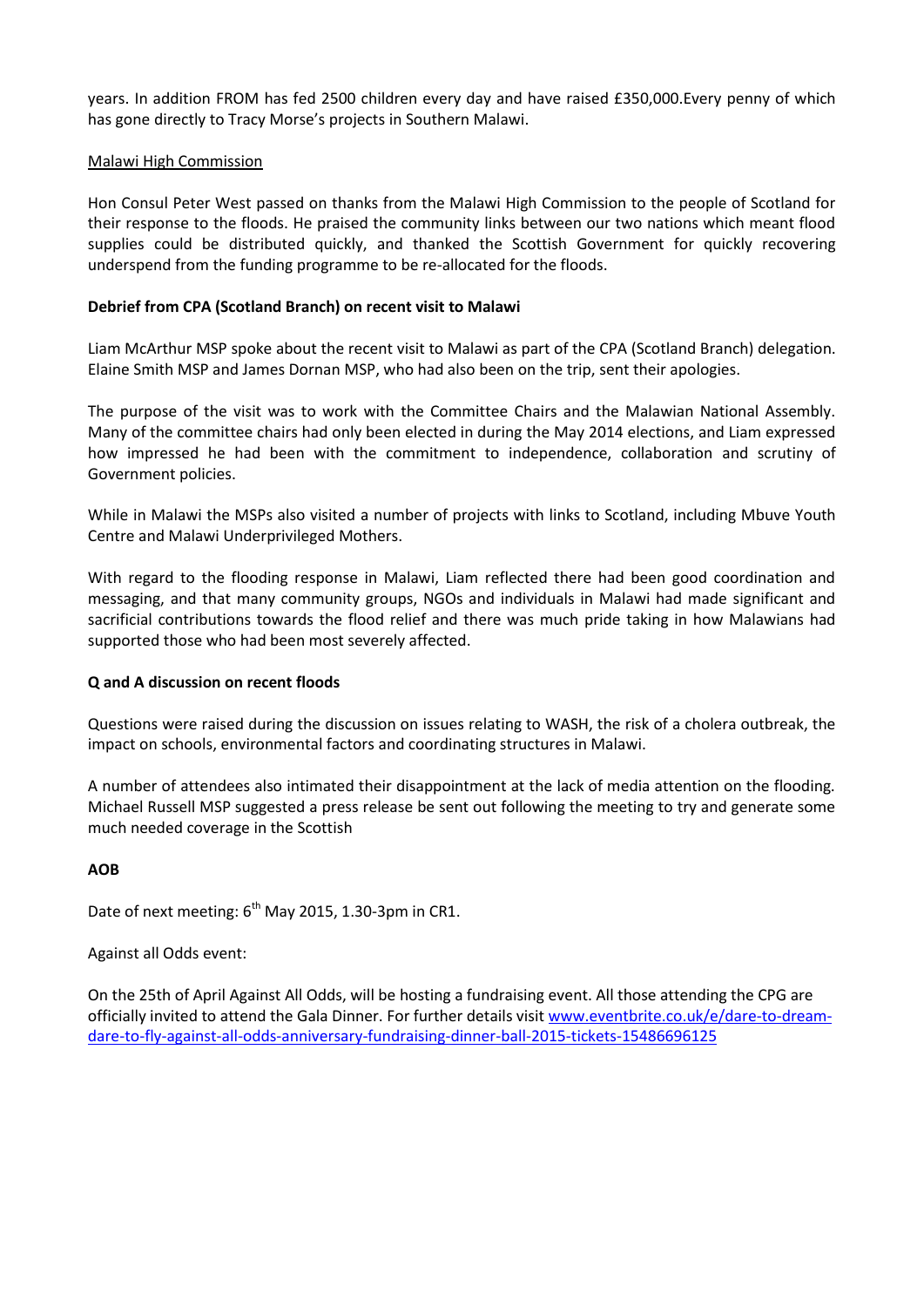years. In addition FROM has fed 2500 children every day and have raised £350,000.Every penny of which has gone directly to Tracy Morse's projects in Southern Malawi.

Malawi High Commission

Hon Consul Peter West passed on thanks from the Malawi High Commission to the people of Scotland for their response to the floods. He praised the community links between our two nations which meant flood supplies could be distributed quickly, and thanked the Scottish Government for quickly recovering underspend from the funding programme to be re-allocated for the floods.

**Debrief from CPA (Scotland Branch) on recent visit to Malawi**

Liam McArthur MSP spoke about the recent visit to Malawi as part of the CPA (Scotland Branch) delegation. Elaine Smith MSP and James Dornan MSP, who had also been on the trip, sent their apologies.

The purpose of the visit was to work with the Committee Chairs and the Malawian National Assembly. Many of the committee chairs had only been elected in during the May 2014 elections, and Liam expressed how impressed he had been with the commitment to independence, collaboration and scrutiny of Government policies.

While in Malawi the MSPs also visited a number of projects with links to Scotland, including Mbuve Youth Centre and Malawi Underprivileged Mothers.

With regard to the flooding response in Malawi, Liam reflected there had been good coordination and messaging, and that many community groups, NGOs and individuals in Malawi had made significant and sacrificial contributions towards the flood relief and there was much pride taking in how Malawians had supported those who had been most severely affected.

**Q and A discussion on recent floods**

Questions were raised during the discussion on issues relating to WASH, the risk of a cholera outbreak, the impact on schools, environmental factors and coordinating structures in Malawi.

A number of attendees also intimated their disappointment at the lack of media attention on the flooding. Michael Russell MSP suggested a press release be sent out following the meeting to try and generate some much needed coverage in the Scottish

**AOB**

Date of next meeting: 6th May 2015, 1.30-3pm in CR1.

Against all Odds event:

On the 25th of April Against All Odds, will be hosting a fundraising event. All those attending the CPG are officially invited to attend the Gala Dinner. For further details visit [www.eventbrite.co.uk/e/dare-to-dream-dare-to-fly-against-all-odds-anniversary-fundraising-dinner-ball-2015-tickets-15486696125](http://www.eventbrite.co.uk/e/dare-to-dream-dare-to-fly-against-all-odds-anniversary-fundraising-dinner-ball-2015-tickets-15486696125)